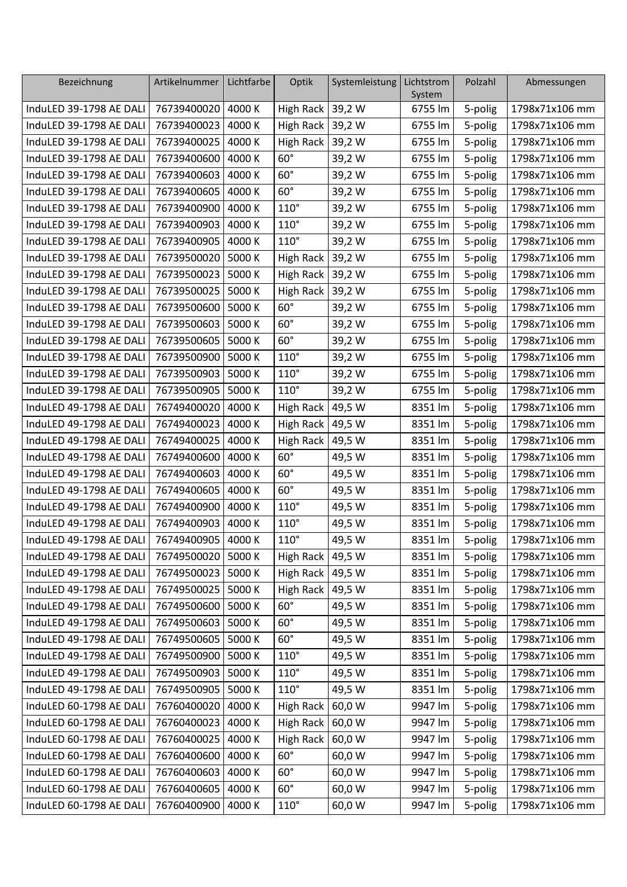| Bezeichnung | Artikelnummer | Lichtfarbe | Optik | Systemleistung | Lichtstrom System | Polzahl | Abmessungen |
|---|---|---|---|---|---|---|---|
| InduLED 39-1798 AE DALI | 76739400020 | 4000 K | High Rack | 39,2 W | 6755 lm | 5-polig | 1798x71x106 mm |
| InduLED 39-1798 AE DALI | 76739400023 | 4000 K | High Rack | 39,2 W | 6755 lm | 5-polig | 1798x71x106 mm |
| InduLED 39-1798 AE DALI | 76739400025 | 4000 K | High Rack | 39,2 W | 6755 lm | 5-polig | 1798x71x106 mm |
| InduLED 39-1798 AE DALI | 76739400600 | 4000 K | 60° | 39,2 W | 6755 lm | 5-polig | 1798x71x106 mm |
| InduLED 39-1798 AE DALI | 76739400603 | 4000 K | 60° | 39,2 W | 6755 lm | 5-polig | 1798x71x106 mm |
| InduLED 39-1798 AE DALI | 76739400605 | 4000 K | 60° | 39,2 W | 6755 lm | 5-polig | 1798x71x106 mm |
| InduLED 39-1798 AE DALI | 76739400900 | 4000 K | 110° | 39,2 W | 6755 lm | 5-polig | 1798x71x106 mm |
| InduLED 39-1798 AE DALI | 76739400903 | 4000 K | 110° | 39,2 W | 6755 lm | 5-polig | 1798x71x106 mm |
| InduLED 39-1798 AE DALI | 76739400905 | 4000 K | 110° | 39,2 W | 6755 lm | 5-polig | 1798x71x106 mm |
| InduLED 39-1798 AE DALI | 76739500020 | 5000 K | High Rack | 39,2 W | 6755 lm | 5-polig | 1798x71x106 mm |
| InduLED 39-1798 AE DALI | 76739500023 | 5000 K | High Rack | 39,2 W | 6755 lm | 5-polig | 1798x71x106 mm |
| InduLED 39-1798 AE DALI | 76739500025 | 5000 K | High Rack | 39,2 W | 6755 lm | 5-polig | 1798x71x106 mm |
| InduLED 39-1798 AE DALI | 76739500600 | 5000 K | 60° | 39,2 W | 6755 lm | 5-polig | 1798x71x106 mm |
| InduLED 39-1798 AE DALI | 76739500603 | 5000 K | 60° | 39,2 W | 6755 lm | 5-polig | 1798x71x106 mm |
| InduLED 39-1798 AE DALI | 76739500605 | 5000 K | 60° | 39,2 W | 6755 lm | 5-polig | 1798x71x106 mm |
| InduLED 39-1798 AE DALI | 76739500900 | 5000 K | 110° | 39,2 W | 6755 lm | 5-polig | 1798x71x106 mm |
| InduLED 39-1798 AE DALI | 76739500903 | 5000 K | 110° | 39,2 W | 6755 lm | 5-polig | 1798x71x106 mm |
| InduLED 39-1798 AE DALI | 76739500905 | 5000 K | 110° | 39,2 W | 6755 lm | 5-polig | 1798x71x106 mm |
| InduLED 49-1798 AE DALI | 76749400020 | 4000 K | High Rack | 49,5 W | 8351 lm | 5-polig | 1798x71x106 mm |
| InduLED 49-1798 AE DALI | 76749400023 | 4000 K | High Rack | 49,5 W | 8351 lm | 5-polig | 1798x71x106 mm |
| InduLED 49-1798 AE DALI | 76749400025 | 4000 K | High Rack | 49,5 W | 8351 lm | 5-polig | 1798x71x106 mm |
| InduLED 49-1798 AE DALI | 76749400600 | 4000 K | 60° | 49,5 W | 8351 lm | 5-polig | 1798x71x106 mm |
| InduLED 49-1798 AE DALI | 76749400603 | 4000 K | 60° | 49,5 W | 8351 lm | 5-polig | 1798x71x106 mm |
| InduLED 49-1798 AE DALI | 76749400605 | 4000 K | 60° | 49,5 W | 8351 lm | 5-polig | 1798x71x106 mm |
| InduLED 49-1798 AE DALI | 76749400900 | 4000 K | 110° | 49,5 W | 8351 lm | 5-polig | 1798x71x106 mm |
| InduLED 49-1798 AE DALI | 76749400903 | 4000 K | 110° | 49,5 W | 8351 lm | 5-polig | 1798x71x106 mm |
| InduLED 49-1798 AE DALI | 76749400905 | 4000 K | 110° | 49,5 W | 8351 lm | 5-polig | 1798x71x106 mm |
| InduLED 49-1798 AE DALI | 76749500020 | 5000 K | High Rack | 49,5 W | 8351 lm | 5-polig | 1798x71x106 mm |
| InduLED 49-1798 AE DALI | 76749500023 | 5000 K | High Rack | 49,5 W | 8351 lm | 5-polig | 1798x71x106 mm |
| InduLED 49-1798 AE DALI | 76749500025 | 5000 K | High Rack | 49,5 W | 8351 lm | 5-polig | 1798x71x106 mm |
| InduLED 49-1798 AE DALI | 76749500600 | 5000 K | 60° | 49,5 W | 8351 lm | 5-polig | 1798x71x106 mm |
| InduLED 49-1798 AE DALI | 76749500603 | 5000 K | 60° | 49,5 W | 8351 lm | 5-polig | 1798x71x106 mm |
| InduLED 49-1798 AE DALI | 76749500605 | 5000 K | 60° | 49,5 W | 8351 lm | 5-polig | 1798x71x106 mm |
| InduLED 49-1798 AE DALI | 76749500900 | 5000 K | 110° | 49,5 W | 8351 lm | 5-polig | 1798x71x106 mm |
| InduLED 49-1798 AE DALI | 76749500903 | 5000 K | 110° | 49,5 W | 8351 lm | 5-polig | 1798x71x106 mm |
| InduLED 49-1798 AE DALI | 76749500905 | 5000 K | 110° | 49,5 W | 8351 lm | 5-polig | 1798x71x106 mm |
| InduLED 60-1798 AE DALI | 76760400020 | 4000 K | High Rack | 60,0 W | 9947 lm | 5-polig | 1798x71x106 mm |
| InduLED 60-1798 AE DALI | 76760400023 | 4000 K | High Rack | 60,0 W | 9947 lm | 5-polig | 1798x71x106 mm |
| InduLED 60-1798 AE DALI | 76760400025 | 4000 K | High Rack | 60,0 W | 9947 lm | 5-polig | 1798x71x106 mm |
| InduLED 60-1798 AE DALI | 76760400600 | 4000 K | 60° | 60,0 W | 9947 lm | 5-polig | 1798x71x106 mm |
| InduLED 60-1798 AE DALI | 76760400603 | 4000 K | 60° | 60,0 W | 9947 lm | 5-polig | 1798x71x106 mm |
| InduLED 60-1798 AE DALI | 76760400605 | 4000 K | 60° | 60,0 W | 9947 lm | 5-polig | 1798x71x106 mm |
| InduLED 60-1798 AE DALI | 76760400900 | 4000 K | 110° | 60,0 W | 9947 lm | 5-polig | 1798x71x106 mm |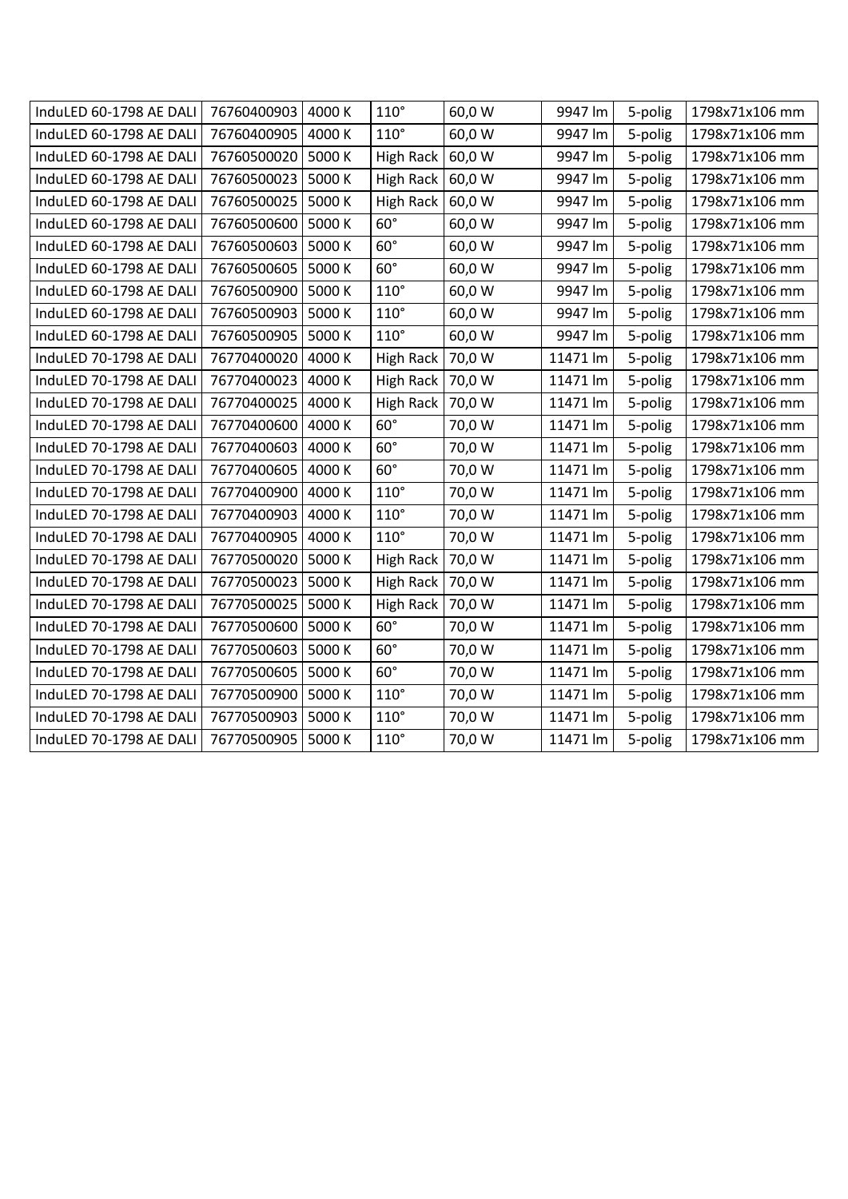| | | | | | | | |
|---|---|---|---|---|---|---|---|
| InduLED 60-1798 AE DALI | 76760400903 | 4000 K | 110° | 60,0 W | 9947 lm | 5-polig | 1798x71x106 mm |
| InduLED 60-1798 AE DALI | 76760400905 | 4000 K | 110° | 60,0 W | 9947 lm | 5-polig | 1798x71x106 mm |
| InduLED 60-1798 AE DALI | 76760500020 | 5000 K | High Rack | 60,0 W | 9947 lm | 5-polig | 1798x71x106 mm |
| InduLED 60-1798 AE DALI | 76760500023 | 5000 K | High Rack | 60,0 W | 9947 lm | 5-polig | 1798x71x106 mm |
| InduLED 60-1798 AE DALI | 76760500025 | 5000 K | High Rack | 60,0 W | 9947 lm | 5-polig | 1798x71x106 mm |
| InduLED 60-1798 AE DALI | 76760500600 | 5000 K | 60° | 60,0 W | 9947 lm | 5-polig | 1798x71x106 mm |
| InduLED 60-1798 AE DALI | 76760500603 | 5000 K | 60° | 60,0 W | 9947 lm | 5-polig | 1798x71x106 mm |
| InduLED 60-1798 AE DALI | 76760500605 | 5000 K | 60° | 60,0 W | 9947 lm | 5-polig | 1798x71x106 mm |
| InduLED 60-1798 AE DALI | 76760500900 | 5000 K | 110° | 60,0 W | 9947 lm | 5-polig | 1798x71x106 mm |
| InduLED 60-1798 AE DALI | 76760500903 | 5000 K | 110° | 60,0 W | 9947 lm | 5-polig | 1798x71x106 mm |
| InduLED 60-1798 AE DALI | 76760500905 | 5000 K | 110° | 60,0 W | 9947 lm | 5-polig | 1798x71x106 mm |
| InduLED 70-1798 AE DALI | 76770400020 | 4000 K | High Rack | 70,0 W | 11471 lm | 5-polig | 1798x71x106 mm |
| InduLED 70-1798 AE DALI | 76770400023 | 4000 K | High Rack | 70,0 W | 11471 lm | 5-polig | 1798x71x106 mm |
| InduLED 70-1798 AE DALI | 76770400025 | 4000 K | High Rack | 70,0 W | 11471 lm | 5-polig | 1798x71x106 mm |
| InduLED 70-1798 AE DALI | 76770400600 | 4000 K | 60° | 70,0 W | 11471 lm | 5-polig | 1798x71x106 mm |
| InduLED 70-1798 AE DALI | 76770400603 | 4000 K | 60° | 70,0 W | 11471 lm | 5-polig | 1798x71x106 mm |
| InduLED 70-1798 AE DALI | 76770400605 | 4000 K | 60° | 70,0 W | 11471 lm | 5-polig | 1798x71x106 mm |
| InduLED 70-1798 AE DALI | 76770400900 | 4000 K | 110° | 70,0 W | 11471 lm | 5-polig | 1798x71x106 mm |
| InduLED 70-1798 AE DALI | 76770400903 | 4000 K | 110° | 70,0 W | 11471 lm | 5-polig | 1798x71x106 mm |
| InduLED 70-1798 AE DALI | 76770400905 | 4000 K | 110° | 70,0 W | 11471 lm | 5-polig | 1798x71x106 mm |
| InduLED 70-1798 AE DALI | 76770500020 | 5000 K | High Rack | 70,0 W | 11471 lm | 5-polig | 1798x71x106 mm |
| InduLED 70-1798 AE DALI | 76770500023 | 5000 K | High Rack | 70,0 W | 11471 lm | 5-polig | 1798x71x106 mm |
| InduLED 70-1798 AE DALI | 76770500025 | 5000 K | High Rack | 70,0 W | 11471 lm | 5-polig | 1798x71x106 mm |
| InduLED 70-1798 AE DALI | 76770500600 | 5000 K | 60° | 70,0 W | 11471 lm | 5-polig | 1798x71x106 mm |
| InduLED 70-1798 AE DALI | 76770500603 | 5000 K | 60° | 70,0 W | 11471 lm | 5-polig | 1798x71x106 mm |
| InduLED 70-1798 AE DALI | 76770500605 | 5000 K | 60° | 70,0 W | 11471 lm | 5-polig | 1798x71x106 mm |
| InduLED 70-1798 AE DALI | 76770500900 | 5000 K | 110° | 70,0 W | 11471 lm | 5-polig | 1798x71x106 mm |
| InduLED 70-1798 AE DALI | 76770500903 | 5000 K | 110° | 70,0 W | 11471 lm | 5-polig | 1798x71x106 mm |
| InduLED 70-1798 AE DALI | 76770500905 | 5000 K | 110° | 70,0 W | 11471 lm | 5-polig | 1798x71x106 mm |